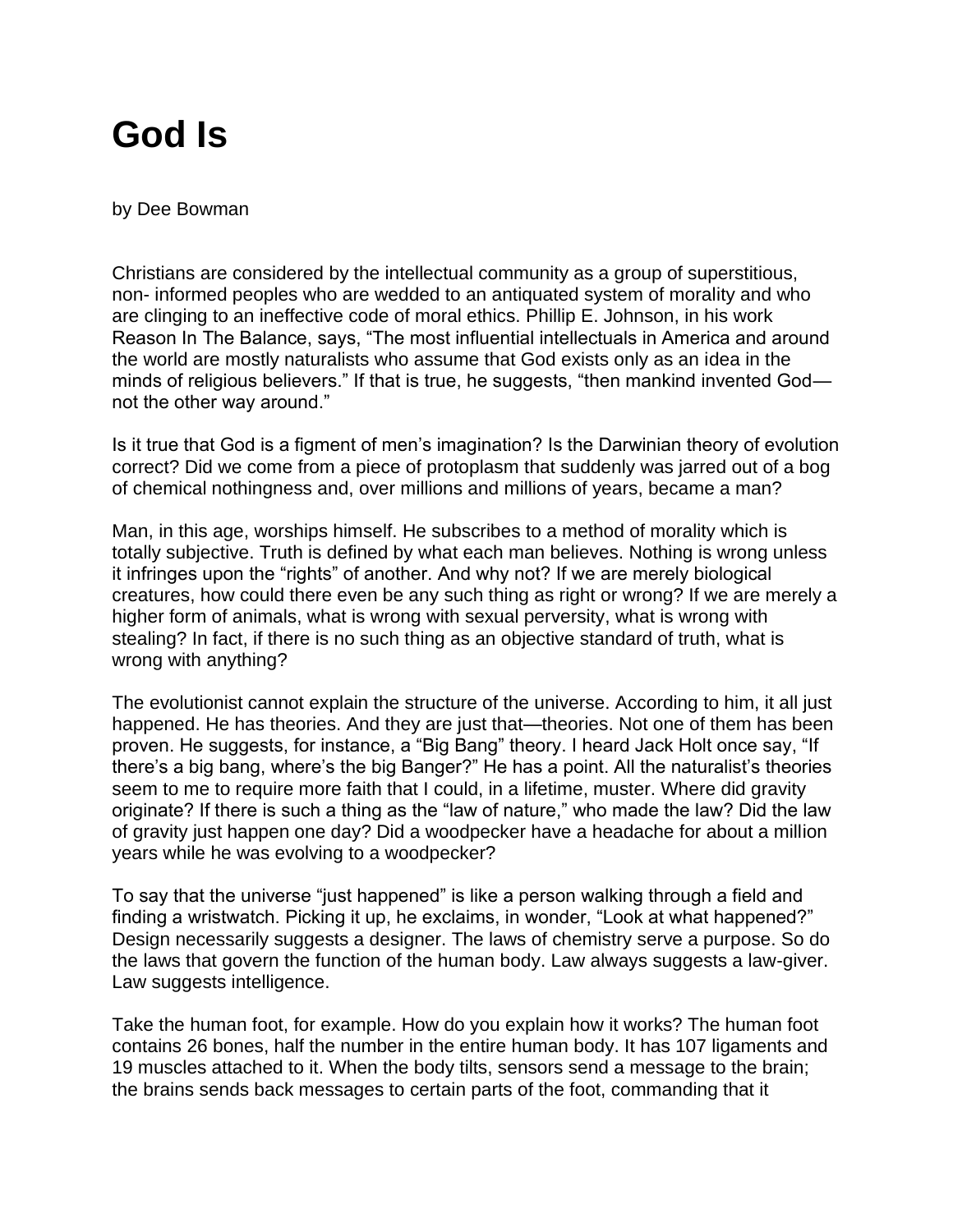# God Is

by Dee Bowman

Christians are considered by the intellectual community as a group of superstitious, non- informed peoples who are wedded to an antiquated system of morality and who are clinging to an ineffective code of moral ethics. Phillip E. Johnson, in his work Reason In The Balance, says, "The most influential intellectuals in America and around the world are mostly naturalists who assume that God exists only as an idea in the minds of religious believers." If that is true, he suggests, "then mankind invented God—not the other way around."

Is it true that God is a figment of men's imagination? Is the Darwinian theory of evolution correct? Did we come from a piece of protoplasm that suddenly was jarred out of a bog of chemical nothingness and, over millions and millions of years, became a man?

Man, in this age, worships himself. He subscribes to a method of morality which is totally subjective. Truth is defined by what each man believes. Nothing is wrong unless it infringes upon the "rights" of another. And why not? If we are merely biological creatures, how could there even be any such thing as right or wrong? If we are merely a higher form of animals, what is wrong with sexual perversity, what is wrong with stealing? In fact, if there is no such thing as an objective standard of truth, what is wrong with anything?

The evolutionist cannot explain the structure of the universe. According to him, it all just happened. He has theories. And they are just that—theories. Not one of them has been proven. He suggests, for instance, a "Big Bang" theory. I heard Jack Holt once say, "If there's a big bang, where's the big Banger?" He has a point. All the naturalist's theories seem to me to require more faith that I could, in a lifetime, muster. Where did gravity originate? If there is such a thing as the "law of nature," who made the law? Did the law of gravity just happen one day? Did a woodpecker have a headache for about a million years while he was evolving to a woodpecker?

To say that the universe "just happened" is like a person walking through a field and finding a wristwatch. Picking it up, he exclaims, in wonder, "Look at what happened?" Design necessarily suggests a designer. The laws of chemistry serve a purpose. So do the laws that govern the function of the human body. Law always suggests a law-giver. Law suggests intelligence.

Take the human foot, for example. How do you explain how it works? The human foot contains 26 bones, half the number in the entire human body. It has 107 ligaments and 19 muscles attached to it. When the body tilts, sensors send a message to the brain; the brains sends back messages to certain parts of the foot, commanding that it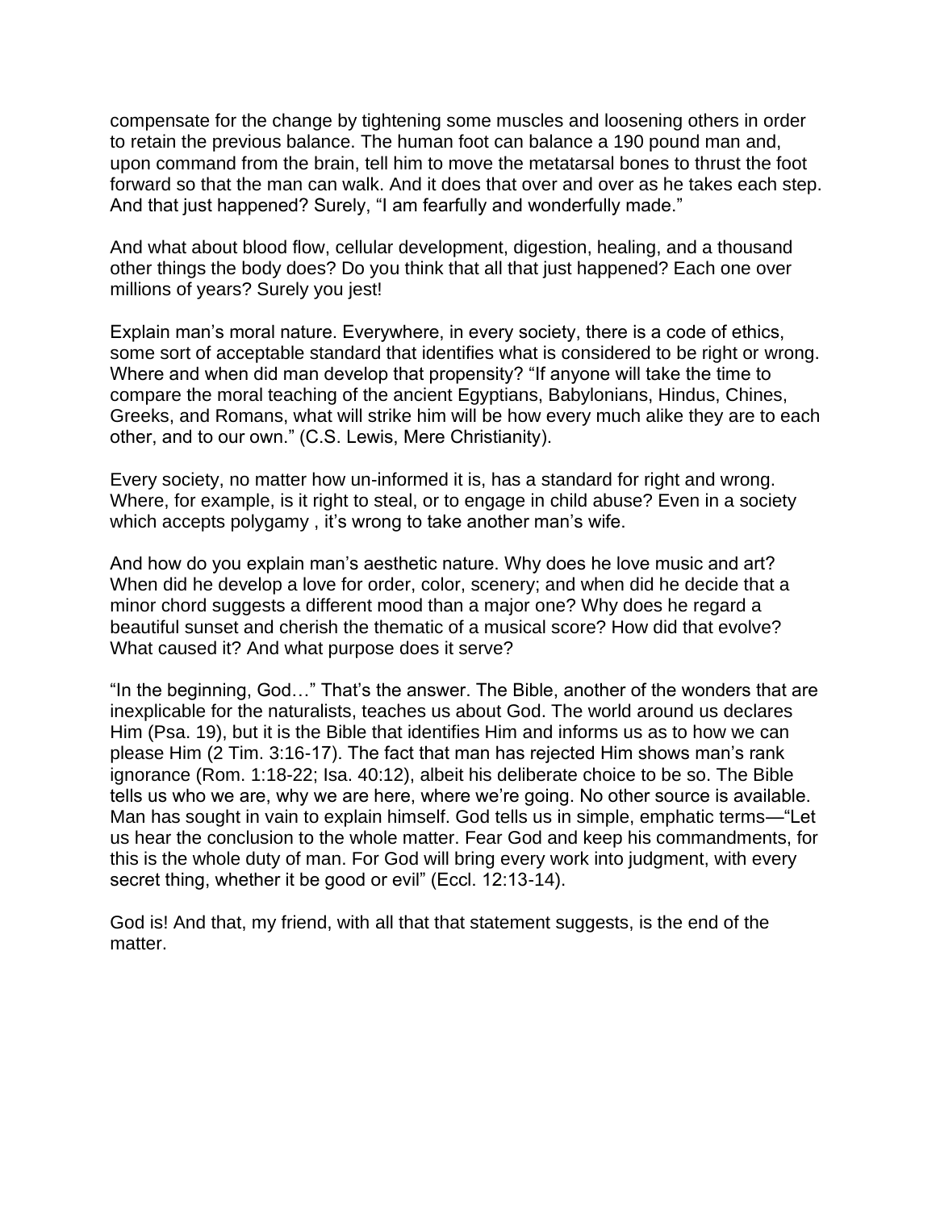compensate for the change by tightening some muscles and loosening others in order to retain the previous balance. The human foot can balance a 190 pound man and, upon command from the brain, tell him to move the metatarsal bones to thrust the foot forward so that the man can walk. And it does that over and over as he takes each step. And that just happened? Surely, "I am fearfully and wonderfully made."

And what about blood flow, cellular development, digestion, healing, and a thousand other things the body does? Do you think that all that just happened? Each one over millions of years? Surely you jest!

Explain man's moral nature. Everywhere, in every society, there is a code of ethics, some sort of acceptable standard that identifies what is considered to be right or wrong. Where and when did man develop that propensity? "If anyone will take the time to compare the moral teaching of the ancient Egyptians, Babylonians, Hindus, Chines, Greeks, and Romans, what will strike him will be how every much alike they are to each other, and to our own." (C.S. Lewis, Mere Christianity).

Every society, no matter how un-informed it is, has a standard for right and wrong. Where, for example, is it right to steal, or to engage in child abuse? Even in a society which accepts polygamy , it's wrong to take another man's wife.

And how do you explain man's aesthetic nature. Why does he love music and art? When did he develop a love for order, color, scenery; and when did he decide that a minor chord suggests a different mood than a major one? Why does he regard a beautiful sunset and cherish the thematic of a musical score? How did that evolve? What caused it? And what purpose does it serve?

"In the beginning, God…" That's the answer. The Bible, another of the wonders that are inexplicable for the naturalists, teaches us about God. The world around us declares Him (Psa. 19), but it is the Bible that identifies Him and informs us as to how we can please Him (2 Tim. 3:16-17). The fact that man has rejected Him shows man's rank ignorance (Rom. 1:18-22; Isa. 40:12), albeit his deliberate choice to be so. The Bible tells us who we are, why we are here, where we're going. No other source is available. Man has sought in vain to explain himself. God tells us in simple, emphatic terms—"Let us hear the conclusion to the whole matter. Fear God and keep his commandments, for this is the whole duty of man. For God will bring every work into judgment, with every secret thing, whether it be good or evil" (Eccl. 12:13-14).

God is! And that, my friend, with all that that statement suggests, is the end of the matter.